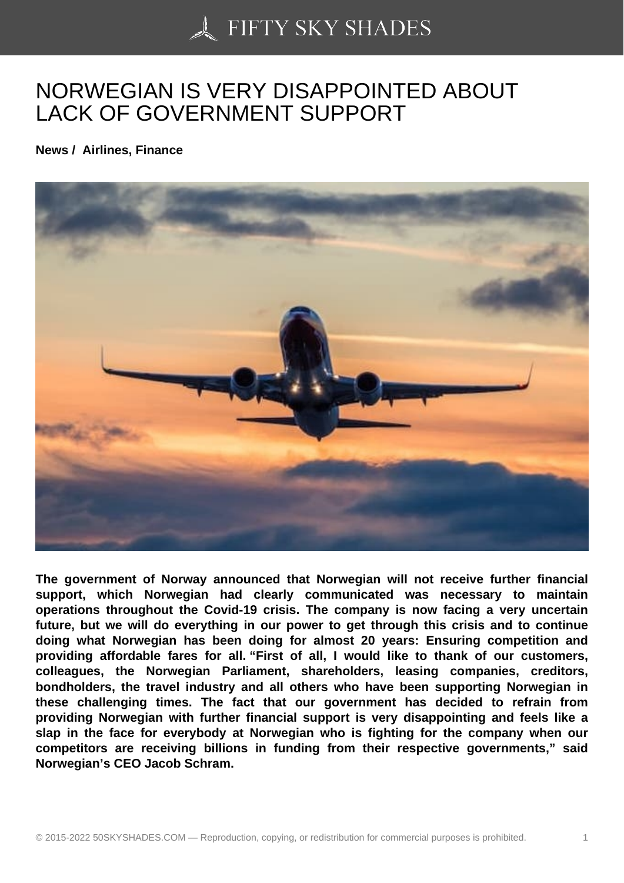# NORWEGIAN IS VERY DISAPPOINTED ABOUT LACK OF GOVERNMENT SUPPORT

**News / Airlines, Finance**

**The government of Norway announced that Norwegian will not receive further financial support, which Norwegian had clearly communicated was necessary to maintain operations throughout the Covid-19 crisis. The company is now facing a very uncertain future, but we will do everything in our power to get through this crisis and to continue doing what Norwegian has been doing for almost 20 years: Ensuring competition and providing affordable fares for all. "First of all, I would like to thank of our customers, colleagues, the Norwegian Parliament, shareholders, leasing companies, creditors, bondholders, the travel industry and all others who have been supporting Norwegian in these challenging times. The fact that our government has decided to refrain from providing Norwegian with further financial support is very disappointing and feels like a slap in the face for everybody at Norwegian who is fighting for the company when our competitors are receiving billions in funding from their respective governments," said Norwegian's CEO Jacob Schram.**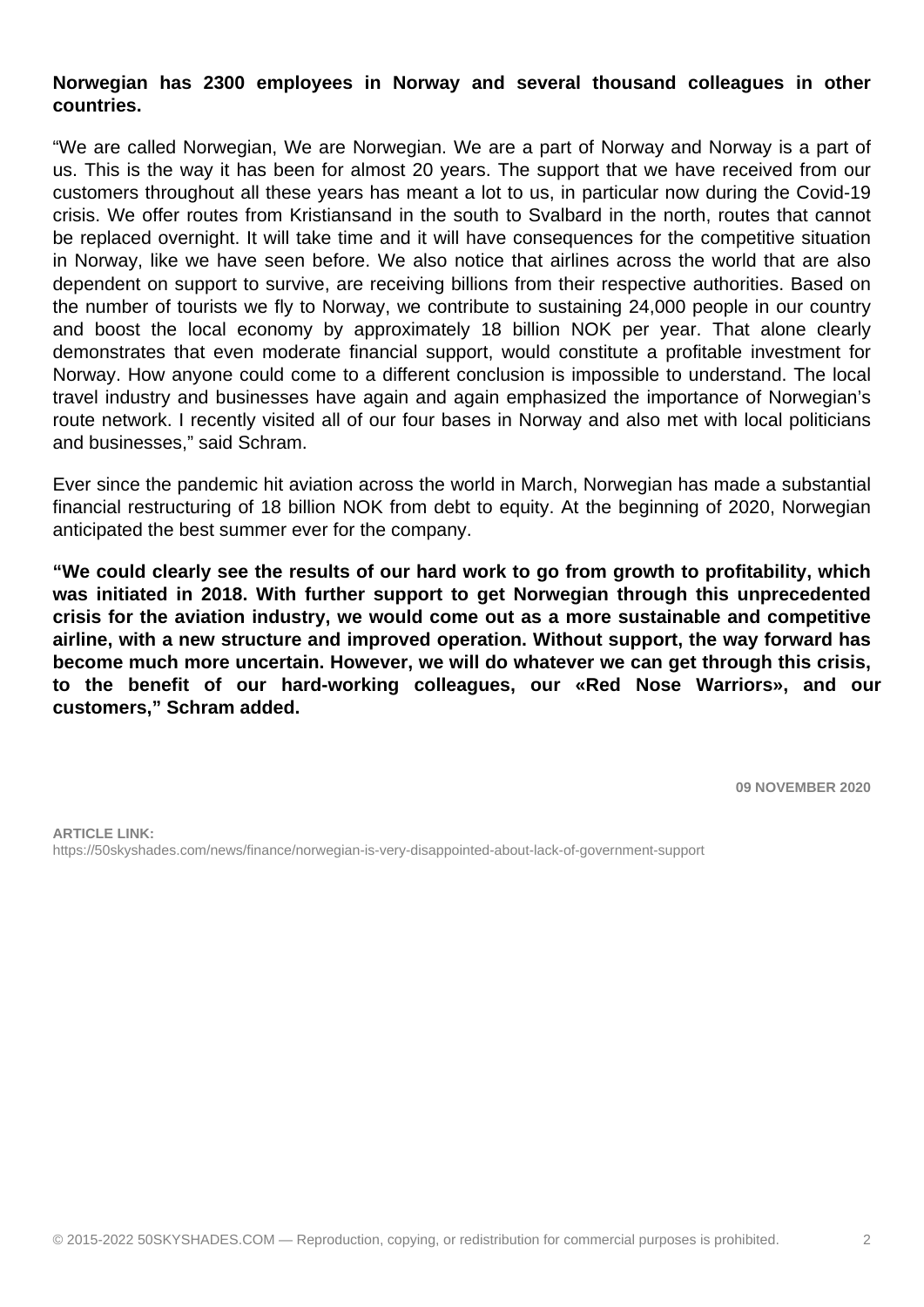**Norwegian has 2300 employees in Norway and several thousand colleagues in other countries.**

“We are called Norwegian, We are Norwegian. We are a part of Norway and Norway is a part of us. This is the way it has been for almost 20 years. The support that we have received from our customers throughout all these years has meant a lot to us, in particular now during the Covid-19 crisis. We offer routes from Kristiansand in the south to Svalbard in the north, routes that cannot be replaced overnight. It will take time and it will have consequences for the competitive situation in Norway, like we have seen before. We also notice that airlines across the world that are also dependent on support to survive, are receiving billions from their respective authorities. Based on the number of tourists we fly to Norway, we contribute to sustaining 24,000 people in our country and boost the local economy by approximately 18 billion NOK per year. That alone clearly demonstrates that even moderate financial support, would constitute a profitable investment for Norway. How anyone could come to a different conclusion is impossible to understand. The local travel industry and businesses have again and again emphasized the importance of Norwegian’s route network. I recently visited all of our four bases in Norway and also met with local politicians and businesses,” said Schram.

Ever since the pandemic hit aviation across the world in March, Norwegian has made a substantial financial restructuring of 18 billion NOK from debt to equity. At the beginning of 2020, Norwegian anticipated the best summer ever for the company.

**“We could clearly see the results of our hard work to go from growth to profitability, which was initiated in 2018. With further support to get Norwegian through this unprecedented crisis for the aviation industry, we would come out as a more sustainable and competitive airline, with a new structure and improved operation. Without support, the way forward has become much more uncertain. However, we will do whatever we can get through this crisis, to the benefit of our hard-working colleagues, our «Red Nose Warriors», and our customers,” Schram added.**

**09 NOVEMBER 2020**

**ARTICLE LINK:**
https://50skyshades.com/news/finance/norwegian-is-very-disappointed-about-lack-of-government-support